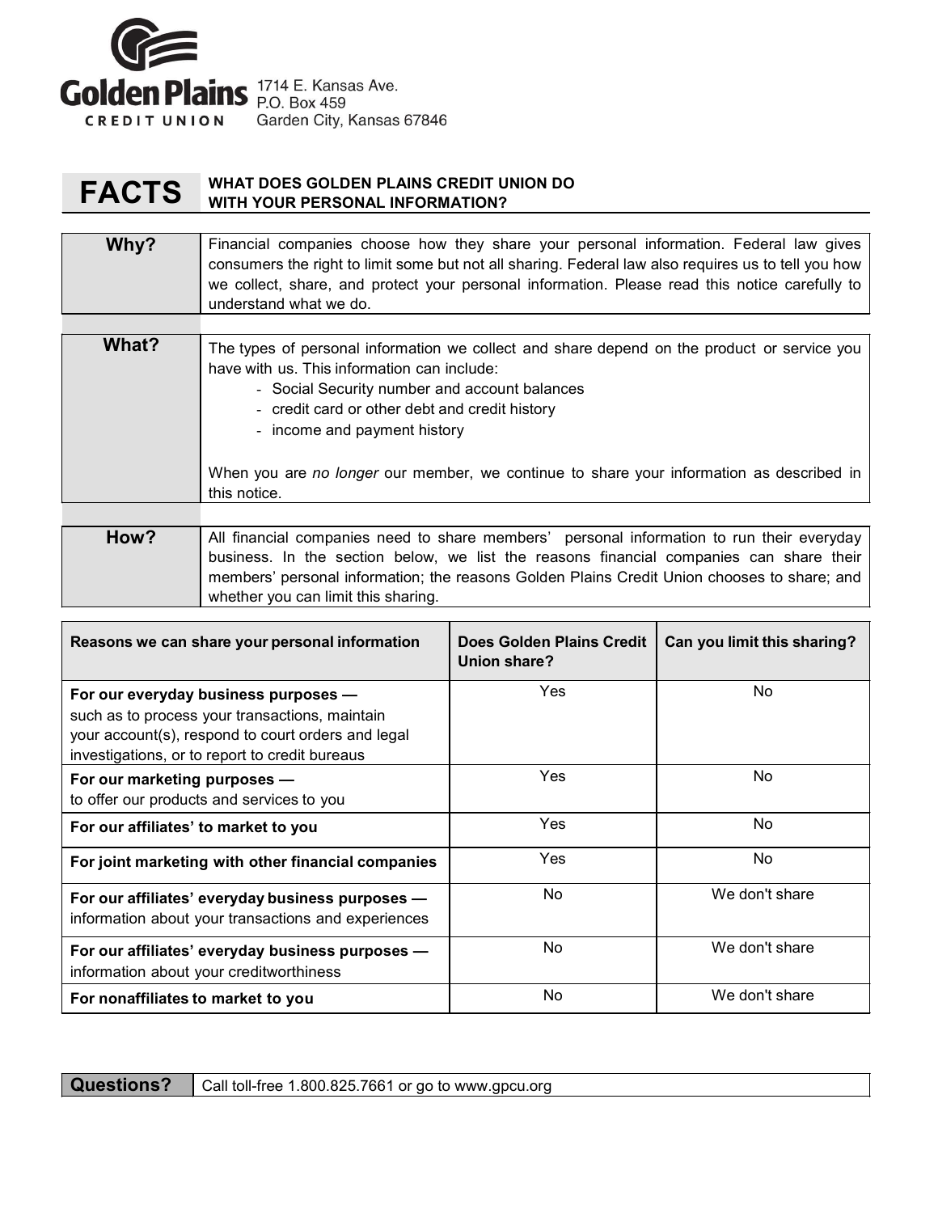**Golden Plains**
**CREDIT UNION**

1714 E. Kansas Ave.
P.O. Box 459
Garden City, Kansas 67846

# FACTS

## WHAT DOES GOLDEN PLAINS CREDIT UNION DO WITH YOUR PERSONAL INFORMATION?

| | |
|---|---|
| **Why?** | Financial companies choose how they share your personal information. Federal law gives consumers the right to limit some but not all sharing. Federal law also requires us to tell you how we collect, share, and protect your personal information. Please read this notice carefully to understand what we do. |
| **What?** | The types of personal information we collect and share depend on the product or service you have with us. This information can include:<br>- Social Security number and account balances<br>- credit card or other debt and credit history<br>- income and payment history<br><br>When you are *no longer* our member, we continue to share your information as described in this notice. |
| **How?** | All financial companies need to share members' personal information to run their everyday business. In the section below, we list the reasons financial companies can share their members' personal information; the reasons Golden Plains Credit Union chooses to share; and whether you can limit this sharing. |

| Reasons we can share your personal information | Does Golden Plains Credit Union share? | Can you limit this sharing? |
|---|---|---|
| **For our everyday business purposes —** such as to process your transactions, maintain your account(s), respond to court orders and legal investigations, or to report to credit bureaus | Yes | No |
| **For our marketing purposes —** to offer our products and services to you | Yes | No |
| **For our affiliates' to market to you** | Yes | No |
| **For joint marketing with other financial companies** | Yes | No |
| **For our affiliates' everyday business purposes —** information about your transactions and experiences | No | We don't share |
| **For our affiliates' everyday business purposes —** information about your creditworthiness | No | We don't share |
| **For nonaffiliates to market to you** | No | We don't share |

| | |
|---|---|
| **Questions?** | Call toll-free 1.800.825.7661 or go to www.gpcu.org |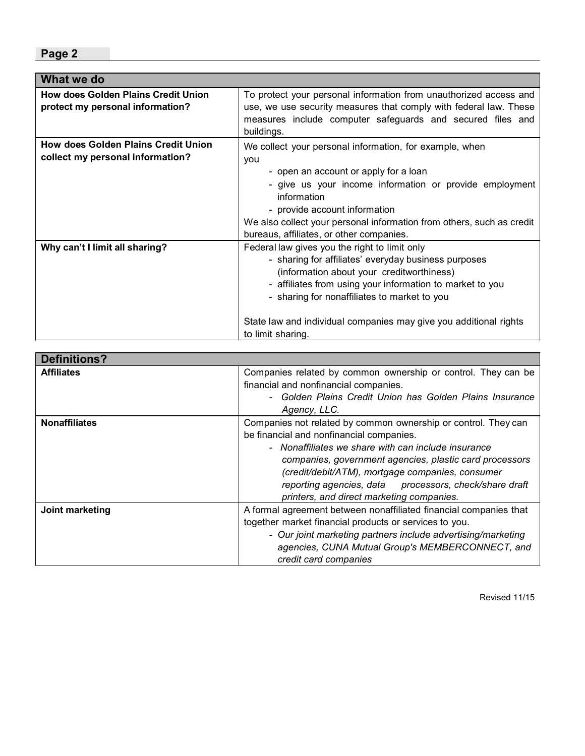| What we do | |
|---|---|
| **How does Golden Plains Credit Union protect my personal information?** | To protect your personal information from unauthorized access and use, we use security measures that comply with federal law. These measures include computer safeguards and secured files and buildings. |
| **How does Golden Plains Credit Union collect my personal information?** | We collect your personal information, for example, when you<br>- open an account or apply for a loan<br>- give us your income information or provide employment information<br>- provide account information<br>We also collect your personal information from others, such as credit bureaus, affiliates, or other companies. |
| **Why can't I limit all sharing?** | Federal law gives you the right to limit only<br>- sharing for affiliates' everyday business purposes (information about your creditworthiness)<br>- affiliates from using your information to market to you<br>- sharing for nonaffiliates to market to you<br><br>State law and individual companies may give you additional rights to limit sharing. |

| Definitions? | |
|---|---|
| **Affiliates** | Companies related by common ownership or control. They can be financial and nonfinancial companies.<br>- *Golden Plains Credit Union has Golden Plains Insurance Agency, LLC.* |
| **Nonaffiliates** | Companies not related by common ownership or control. They can be financial and nonfinancial companies.<br>- *Nonaffiliates we share with can include insurance companies, government agencies, plastic card processors (credit/debit/ATM), mortgage companies, consumer reporting agencies, data processors, check/share draft printers, and direct marketing companies.* |
| **Joint marketing** | A formal agreement between nonaffiliated financial companies that together market financial products or services to you.<br>- *Our joint marketing partners include advertising/marketing agencies, CUNA Mutual Group's MEMBERCONNECT, and credit card companies* |

Revised 11/15